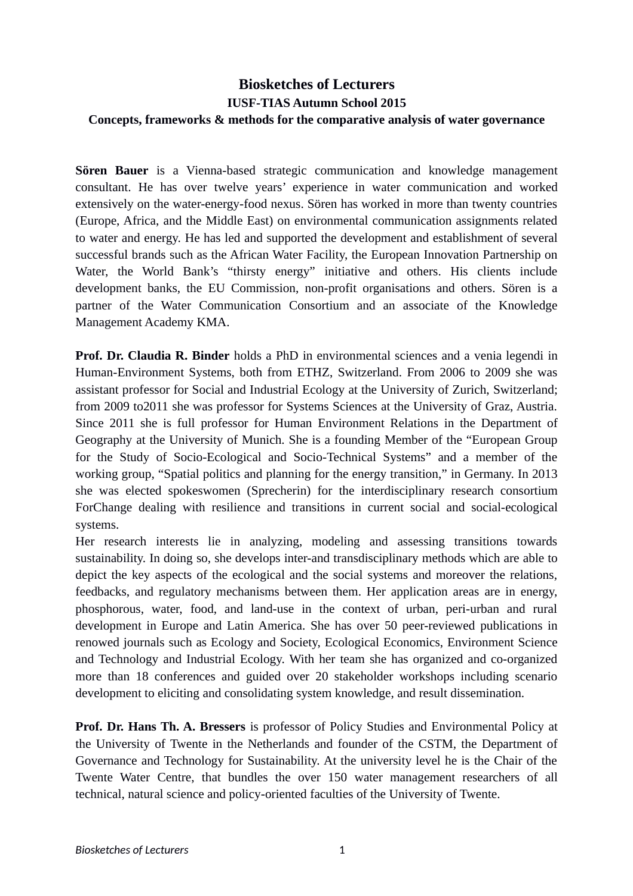# Biosketches of Lecturers

## IUSF-TIAS Autumn School 2015

## Concepts, frameworks & methods for the comparative analysis of water governance

**Sören Bauer** is a Vienna-based strategic communication and knowledge management consultant. He has over twelve years' experience in water communication and worked extensively on the water-energy-food nexus. Sören has worked in more than twenty countries (Europe, Africa, and the Middle East) on environmental communication assignments related to water and energy. He has led and supported the development and establishment of several successful brands such as the African Water Facility, the European Innovation Partnership on Water, the World Bank's "thirsty energy" initiative and others. His clients include development banks, the EU Commission, non-profit organisations and others. Sören is a partner of the Water Communication Consortium and an associate of the Knowledge Management Academy KMA.

**Prof. Dr. Claudia R. Binder** holds a PhD in environmental sciences and a venia legendi in Human-Environment Systems, both from ETHZ, Switzerland. From 2006 to 2009 she was assistant professor for Social and Industrial Ecology at the University of Zurich, Switzerland; from 2009 to2011 she was professor for Systems Sciences at the University of Graz, Austria. Since 2011 she is full professor for Human Environment Relations in the Department of Geography at the University of Munich. She is a founding Member of the "European Group for the Study of Socio-Ecological and Socio-Technical Systems" and a member of the working group, "Spatial politics and planning for the energy transition," in Germany. In 2013 she was elected spokeswomen (Sprecherin) for the interdisciplinary research consortium ForChange dealing with resilience and transitions in current social and social-ecological systems.

Her research interests lie in analyzing, modeling and assessing transitions towards sustainability. In doing so, she develops inter-and transdisciplinary methods which are able to depict the key aspects of the ecological and the social systems and moreover the relations, feedbacks, and regulatory mechanisms between them. Her application areas are in energy, phosphorous, water, food, and land-use in the context of urban, peri-urban and rural development in Europe and Latin America. She has over 50 peer-reviewed publications in renowned journals such as Ecology and Society, Ecological Economics, Environment Science and Technology and Industrial Ecology. With her team she has organized and co-organized more than 18 conferences and guided over 20 stakeholder workshops including scenario development to eliciting and consolidating system knowledge, and result dissemination.

**Prof. Dr. Hans Th. A. Bressers** is professor of Policy Studies and Environmental Policy at the University of Twente in the Netherlands and founder of the CSTM, the Department of Governance and Technology for Sustainability. At the university level he is the Chair of the Twente Water Centre, that bundles the over 150 water management researchers of all technical, natural science and policy-oriented faculties of the University of Twente.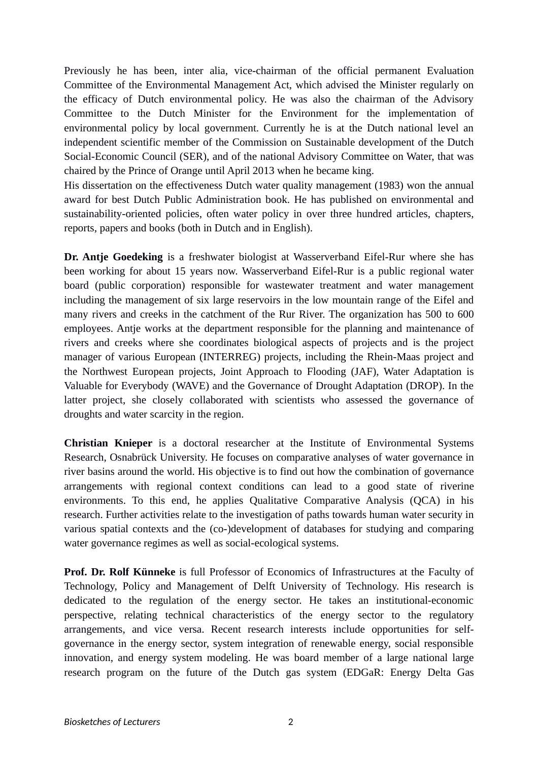Previously he has been, inter alia, vice-chairman of the official permanent Evaluation Committee of the Environmental Management Act, which advised the Minister regularly on the efficacy of Dutch environmental policy. He was also the chairman of the Advisory Committee to the Dutch Minister for the Environment for the implementation of environmental policy by local government. Currently he is at the Dutch national level an independent scientific member of the Commission on Sustainable development of the Dutch Social-Economic Council (SER), and of the national Advisory Committee on Water, that was chaired by the Prince of Orange until April 2013 when he became king.
His dissertation on the effectiveness Dutch water quality management (1983) won the annual award for best Dutch Public Administration book. He has published on environmental and sustainability-oriented policies, often water policy in over three hundred articles, chapters, reports, papers and books (both in Dutch and in English).

**Dr. Antje Goedeking** is a freshwater biologist at Wasserverband Eifel-Rur where she has been working for about 15 years now. Wasserverband Eifel-Rur is a public regional water board (public corporation) responsible for wastewater treatment and water management including the management of six large reservoirs in the low mountain range of the Eifel and many rivers and creeks in the catchment of the Rur River. The organization has 500 to 600 employees. Antje works at the department responsible for the planning and maintenance of rivers and creeks where she coordinates biological aspects of projects and is the project manager of various European (INTERREG) projects, including the Rhein-Maas project and the Northwest European projects, Joint Approach to Flooding (JAF), Water Adaptation is Valuable for Everybody (WAVE) and the Governance of Drought Adaptation (DROP). In the latter project, she closely collaborated with scientists who assessed the governance of droughts and water scarcity in the region.

**Christian Knieper** is a doctoral researcher at the Institute of Environmental Systems Research, Osnabrück University. He focuses on comparative analyses of water governance in river basins around the world. His objective is to find out how the combination of governance arrangements with regional context conditions can lead to a good state of riverine environments. To this end, he applies Qualitative Comparative Analysis (QCA) in his research. Further activities relate to the investigation of paths towards human water security in various spatial contexts and the (co-)development of databases for studying and comparing water governance regimes as well as social-ecological systems.

**Prof. Dr. Rolf Künneke** is full Professor of Economics of Infrastructures at the Faculty of Technology, Policy and Management of Delft University of Technology. His research is dedicated to the regulation of the energy sector. He takes an institutional-economic perspective, relating technical characteristics of the energy sector to the regulatory arrangements, and vice versa. Recent research interests include opportunities for self-governance in the energy sector, system integration of renewable energy, social responsible innovation, and energy system modeling. He was board member of a large national large research program on the future of the Dutch gas system (EDGaR: Energy Delta Gas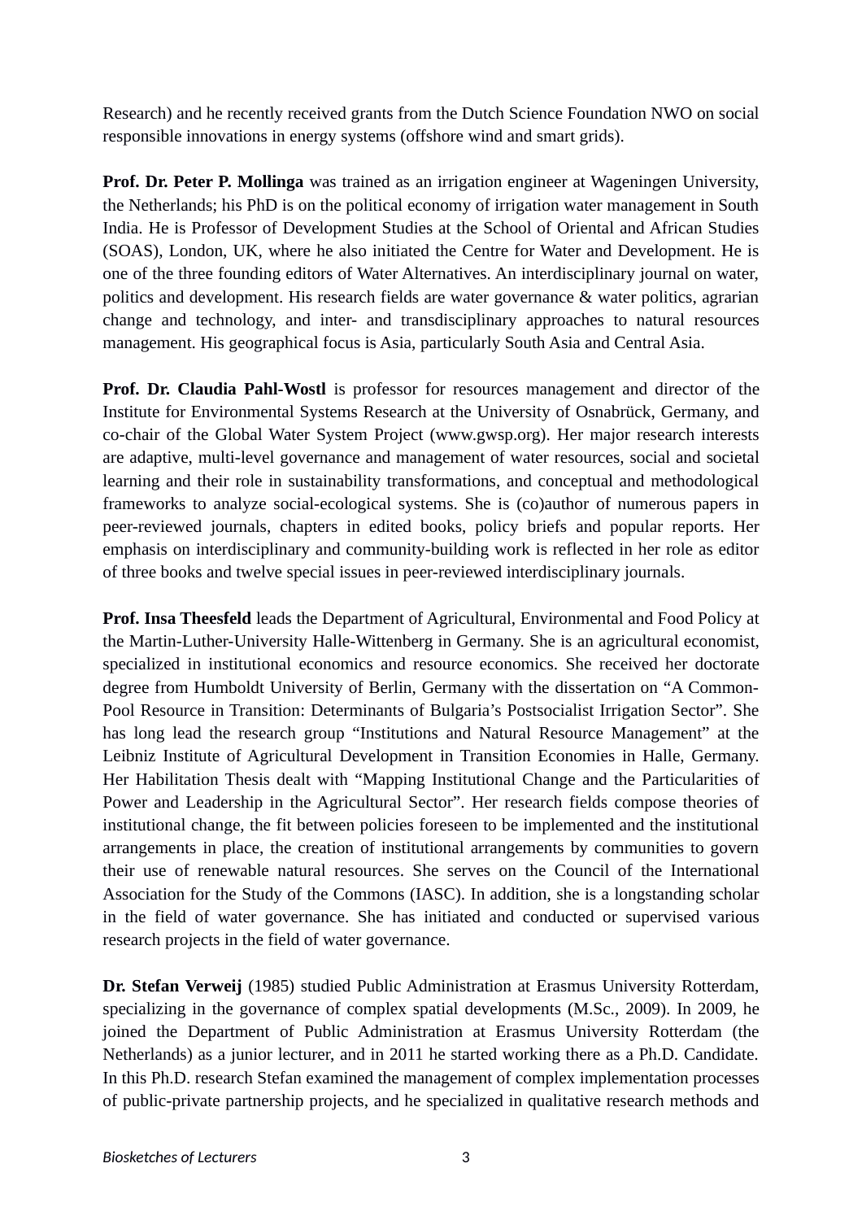Research) and he recently received grants from the Dutch Science Foundation NWO on social responsible innovations in energy systems (offshore wind and smart grids).

**Prof. Dr. Peter P. Mollinga** was trained as an irrigation engineer at Wageningen University, the Netherlands; his PhD is on the political economy of irrigation water management in South India. He is Professor of Development Studies at the School of Oriental and African Studies (SOAS), London, UK, where he also initiated the Centre for Water and Development. He is one of the three founding editors of Water Alternatives. An interdisciplinary journal on water, politics and development. His research fields are water governance & water politics, agrarian change and technology, and inter- and transdisciplinary approaches to natural resources management. His geographical focus is Asia, particularly South Asia and Central Asia.

**Prof. Dr. Claudia Pahl-Wostl** is professor for resources management and director of the Institute for Environmental Systems Research at the University of Osnabrück, Germany, and co-chair of the Global Water System Project (www.gwsp.org). Her major research interests are adaptive, multi-level governance and management of water resources, social and societal learning and their role in sustainability transformations, and conceptual and methodological frameworks to analyze social-ecological systems. She is (co)author of numerous papers in peer-reviewed journals, chapters in edited books, policy briefs and popular reports. Her emphasis on interdisciplinary and community-building work is reflected in her role as editor of three books and twelve special issues in peer-reviewed interdisciplinary journals.

**Prof. Insa Theesfeld** leads the Department of Agricultural, Environmental and Food Policy at the Martin-Luther-University Halle-Wittenberg in Germany. She is an agricultural economist, specialized in institutional economics and resource economics. She received her doctorate degree from Humboldt University of Berlin, Germany with the dissertation on "A Common-Pool Resource in Transition: Determinants of Bulgaria's Postsocialist Irrigation Sector". She has long lead the research group "Institutions and Natural Resource Management" at the Leibniz Institute of Agricultural Development in Transition Economies in Halle, Germany. Her Habilitation Thesis dealt with "Mapping Institutional Change and the Particularities of Power and Leadership in the Agricultural Sector". Her research fields compose theories of institutional change, the fit between policies foreseen to be implemented and the institutional arrangements in place, the creation of institutional arrangements by communities to govern their use of renewable natural resources. She serves on the Council of the International Association for the Study of the Commons (IASC). In addition, she is a longstanding scholar in the field of water governance. She has initiated and conducted or supervised various research projects in the field of water governance.

**Dr. Stefan Verweij** (1985) studied Public Administration at Erasmus University Rotterdam, specializing in the governance of complex spatial developments (M.Sc., 2009). In 2009, he joined the Department of Public Administration at Erasmus University Rotterdam (the Netherlands) as a junior lecturer, and in 2011 he started working there as a Ph.D. Candidate. In this Ph.D. research Stefan examined the management of complex implementation processes of public-private partnership projects, and he specialized in qualitative research methods and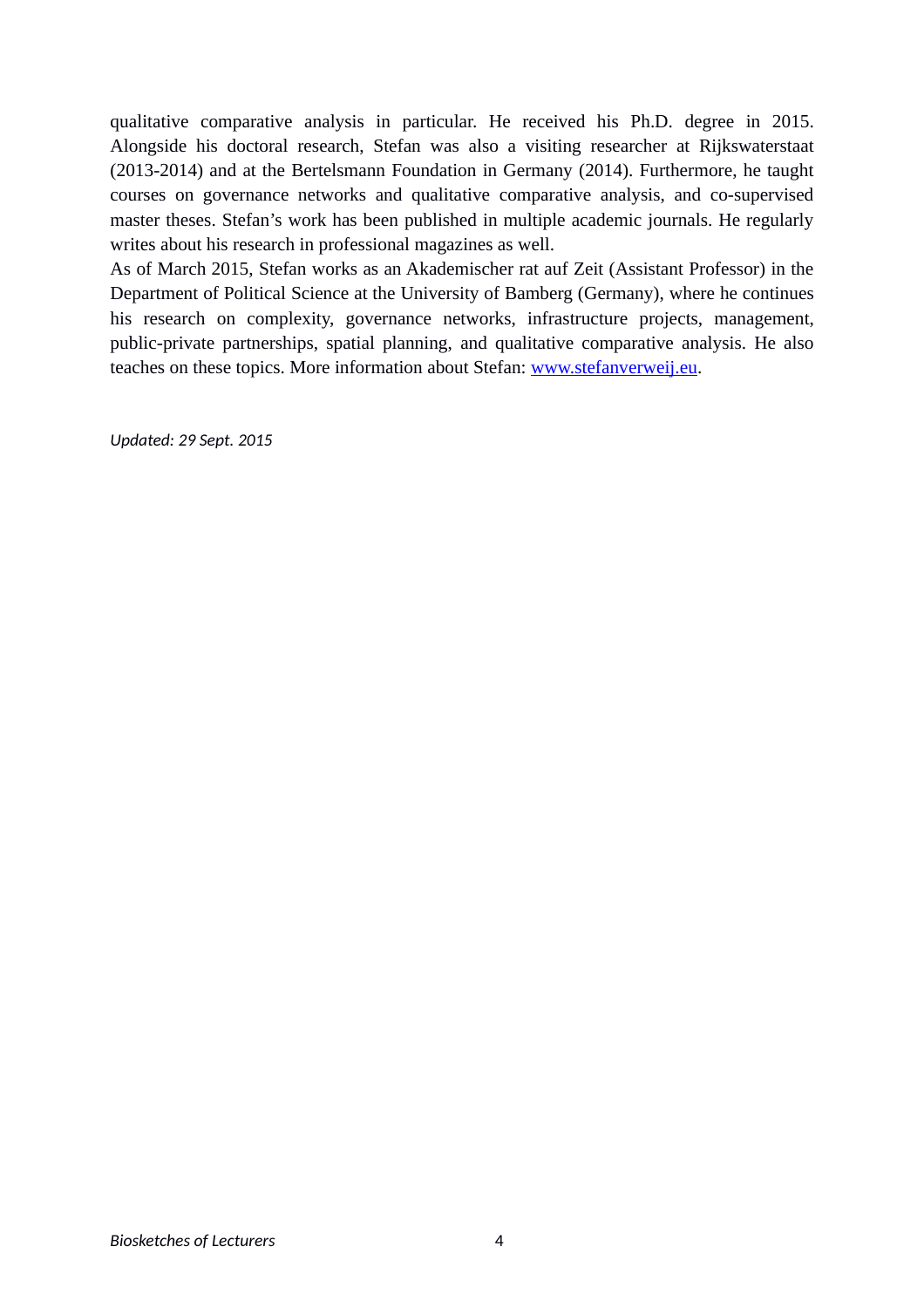qualitative comparative analysis in particular. He received his Ph.D. degree in 2015. Alongside his doctoral research, Stefan was also a visiting researcher at Rijkswaterstaat (2013-2014) and at the Bertelsmann Foundation in Germany (2014). Furthermore, he taught courses on governance networks and qualitative comparative analysis, and co-supervised master theses. Stefan's work has been published in multiple academic journals. He regularly writes about his research in professional magazines as well.

As of March 2015, Stefan works as an Akademischer rat auf Zeit (Assistant Professor) in the Department of Political Science at the University of Bamberg (Germany), where he continues his research on complexity, governance networks, infrastructure projects, management, public-private partnerships, spatial planning, and qualitative comparative analysis. He also teaches on these topics. More information about Stefan: [www.stefanverweij.eu](http://www.stefanverweij.eu).

*Updated: 29 Sept. 2015*